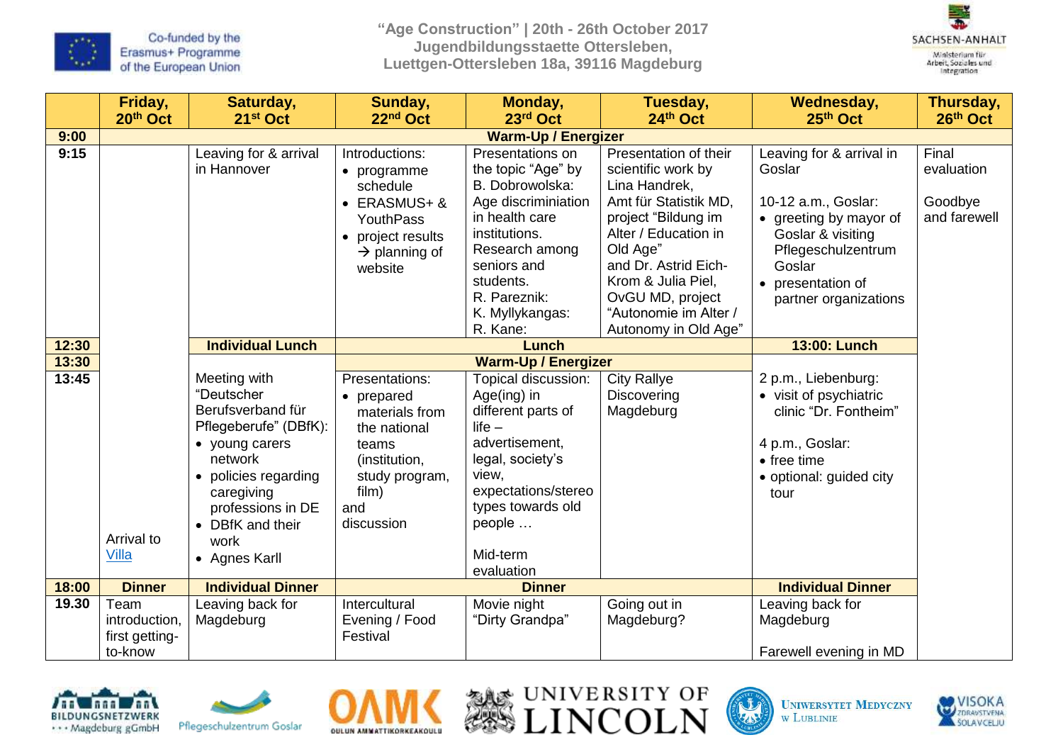Co-funded by the Erasmus+ Programme of the European Union

# "Age Construction" | 20th - 26th October 2017
## Jugendbildungsstaette Ottersleben, Luettgen-Ottersleben 18a, 39116 Magdeburg

SACHSEN-ANHALT Ministerium für Arbeit, Soziales und Integration

| | Friday, 20th Oct | Saturday, 21st Oct | Sunday, 22nd Oct | Monday, 23rd Oct | Tuesday, 24th Oct | Wednesday, 25th Oct | Thursday, 26th Oct |
|---|---|---|---|---|---|---|---|
| 9:00 | **Warm-Up / Energizer** | | | | | | |
| 9:15 | | Leaving for & arrival in Hannover | Introductions: • programme schedule • ERASMUS+ & YouthPass • project results → planning of website | Presentations on the topic "Age" by B. Dobrowolska: Age discriminiation in health care institutions. Research among seniors and students. R. Pareznik: K. Myllykangas: R. Kane: | Presentation of their scientific work by Lina Handrek, Amt für Statistik MD, project "Bildung im Alter / Education in Old Age" and Dr. Astrid Eich-Krom & Julia Piel, OvGU MD, project "Autonomie im Alter / Autonomy in Old Age" | Leaving for & arrival in Goslar<br><br>10-12 a.m., Goslar: • greeting by mayor of Goslar & visiting Pflegeschulzentrum Goslar • presentation of partner organizations | Final evaluation<br><br>Goodbye and farewell |
| 12:30 | | **Individual Lunch** | **Lunch** | | | **13:00: Lunch** | |
| 13:30 | | | **Warm-Up / Energizer** | | | | |
| 13:45 | Arrival to Villa | Meeting with "Deutscher Berufsverband für Pflegeberufe" (DBfK): • young carers network • policies regarding caregiving professions in DE • DBfK and their work • Agnes Karll | Presentations: • prepared materials from the national teams (institution, study program, film) and discussion | Topical discussion: Age(ing) in different parts of life – advertisement, legal, society's view, expectations/stereotypes towards old people …<br><br>Mid-term evaluation | City Rallye Discovering Magdeburg | 2 p.m., Liebenburg: • visit of psychiatric clinic "Dr. Fontheim"<br><br>4 p.m., Goslar: • free time • optional: guided city tour | |
| 18:00 | **Dinner** | **Individual Dinner** | **Dinner** | | | **Individual Dinner** | |
| 19.30 | Team introduction, first getting-to-know | Leaving back for Magdeburg | Intercultural Evening / Food Festival | Movie night "Dirty Grandpa" | Going out in Magdeburg? | Leaving back for Magdeburg<br><br>Farewell evening in MD | |

BILDUNGSNETZWERK Magdeburg gGmbH · Pflegeschulzentrum Goslar · OAMK Oulun Ammattikorkeakoulu · University of Lincoln · Uniwersytet Medyczny w Lublinie · Visoka Zdravstvena Šola v Celju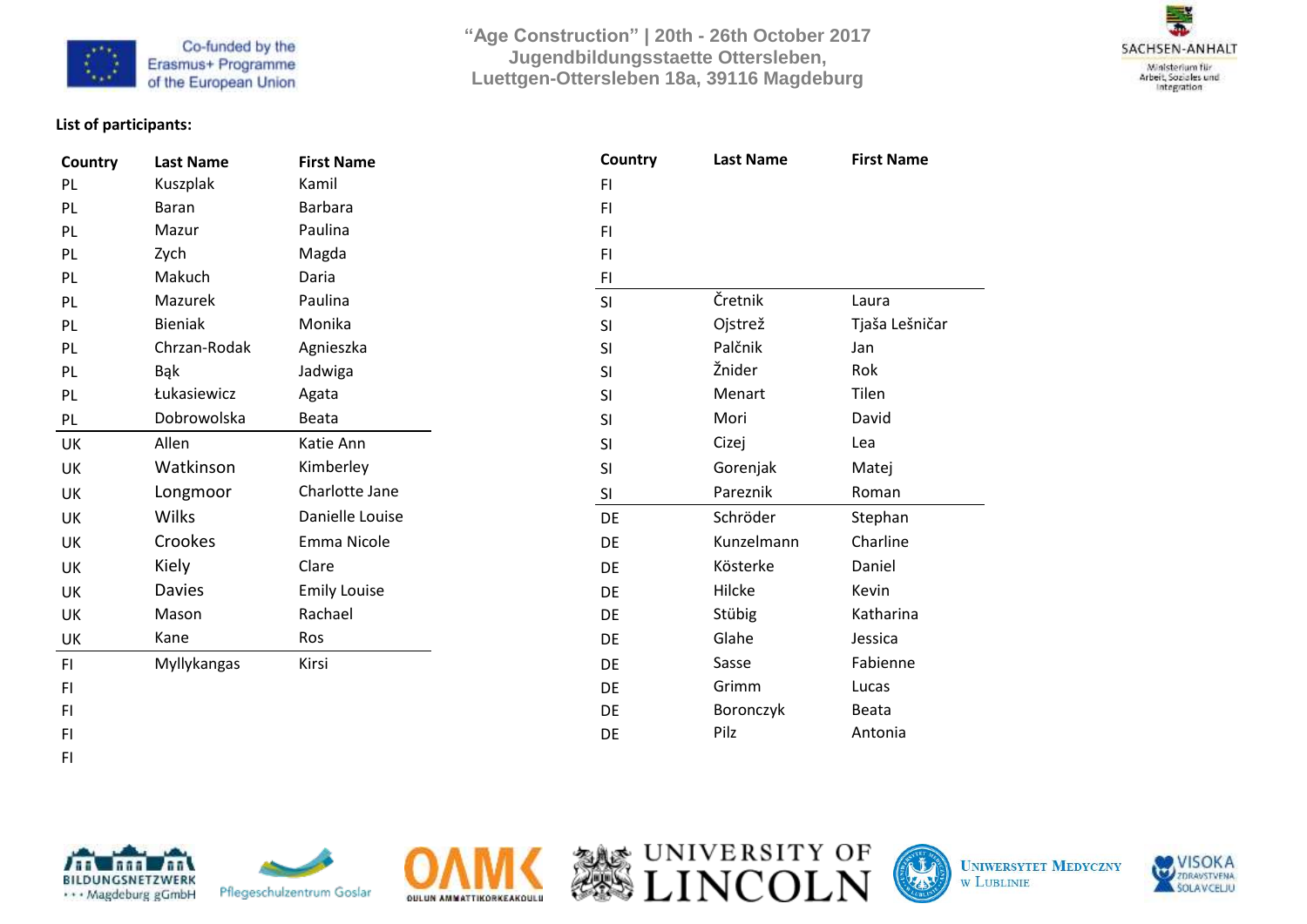Co-funded by the Erasmus+ Programme of the European Union

“Age Construction” | 20th - 26th October 2017
Jugendbildungsstaette Ottersleben,
Luettgen-Ottersleben 18a, 39116 Magdeburg

SACHSEN-ANHALT
Ministerium für Arbeit, Soziales und Integration

**List of participants:**

| Country | Last Name | First Name |
|---|---|---|
| PL | Kuszplak | Kamil |
| PL | Baran | Barbara |
| PL | Mazur | Paulina |
| PL | Zych | Magda |
| PL | Makuch | Daria |
| PL | Mazurek | Paulina |
| PL | Bieniak | Monika |
| PL | Chrzan-Rodak | Agnieszka |
| PL | Bąk | Jadwiga |
| PL | Łukasiewicz | Agata |
| PL | Dobrowolska | Beata |
| UK | Allen | Katie Ann |
| UK | Watkinson | Kimberley |
| UK | Longmoor | Charlotte Jane |
| UK | Wilks | Danielle Louise |
| UK | Crookes | Emma Nicole |
| UK | Kiely | Clare |
| UK | Davies | Emily Louise |
| UK | Mason | Rachael |
| UK | Kane | Ros |
| FI | Myllykangas | Kirsi |
| FI | | |
| FI | | |
| FI | | |
| FI | | |
| FI | | |
| FI | | |
| FI | | |
| FI | | |
| FI | | |
| SI | Čretnik | Laura |
| SI | Ojstrež | Tjaša Lešničar |
| SI | Palčnik | Jan |
| SI | Žnider | Rok |
| SI | Menart | Tilen |
| SI | Mori | David |
| SI | Cizej | Lea |
| SI | Gorenjak | Matej |
| SI | Pareznik | Roman |
| DE | Schröder | Stephan |
| DE | Kunzelmann | Charline |
| DE | Kösterke | Daniel |
| DE | Hilcke | Kevin |
| DE | Stübig | Katharina |
| DE | Glahe | Jessica |
| DE | Sasse | Fabienne |
| DE | Grimm | Lucas |
| DE | Boronczyk | Beata |
| DE | Pilz | Antonia |

BILDUNGSNETZWERK Magdeburg gGmbH | Pflegeschulzentrum Goslar | OAMK OULUN AMMATTIKORKEAKOULU | UNIVERSITY OF LINCOLN | Uniwersytet Medyczny w Lublinie | VISOKA ZDRAVSTVENA ŠOLA V CELJU